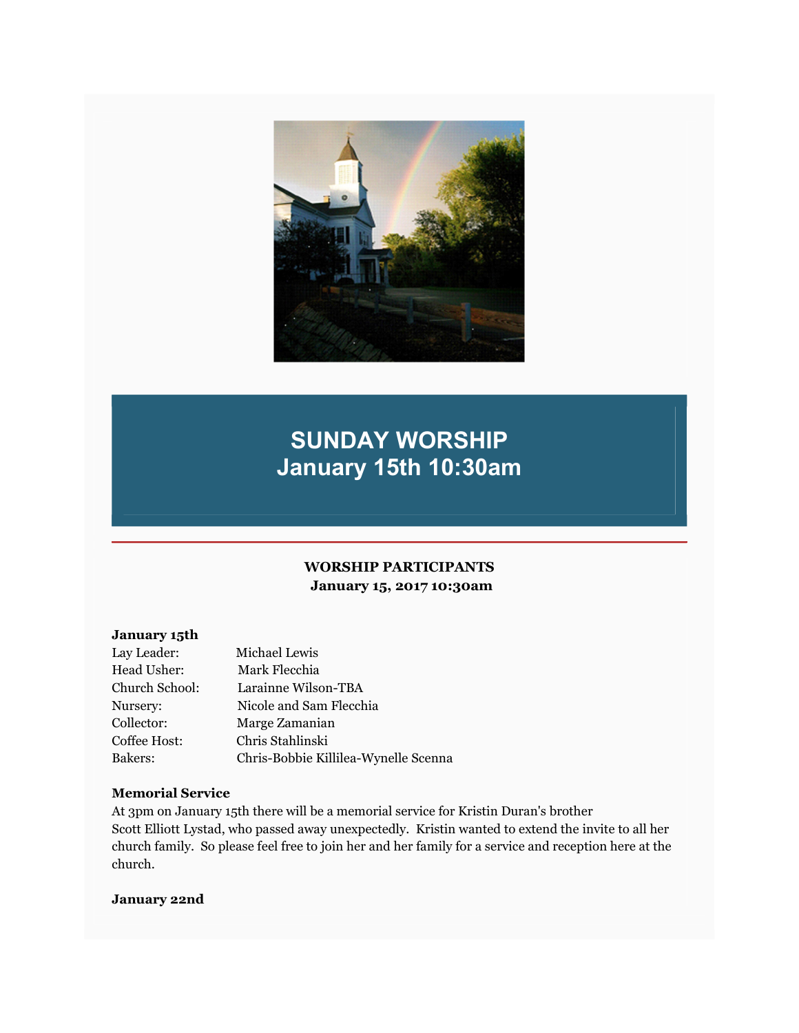# SUNDAY WORSHIP
# January 15th 10:30am

**WORSHIP PARTICIPANTS**
**January 15, 2017 10:30am**

**January 15th**

| | |
|---|---|
| Lay Leader: | Michael Lewis |
| Head Usher: | Mark Flecchia |
| Church School: | Larainne Wilson-TBA |
| Nursery: | Nicole and Sam Flecchia |
| Collector: | Marge Zamanian |
| Coffee Host: | Chris Stahlinski |
| Bakers: | Chris-Bobbie Killilea-Wynelle Scenna |

**Memorial Service**

At 3pm on January 15th there will be a memorial service for Kristin Duran's brother Scott Elliott Lystad, who passed away unexpectedly. Kristin wanted to extend the invite to all her church family. So please feel free to join her and her family for a service and reception here at the church.

**January 22nd**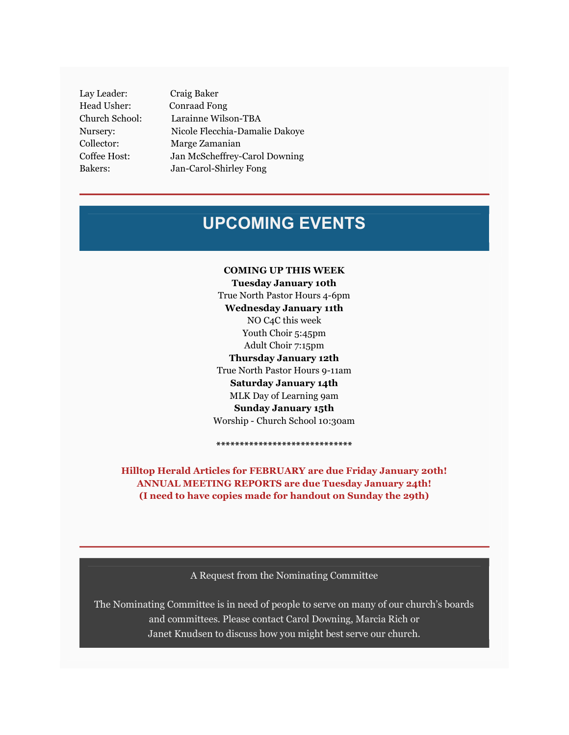| | |
|---|---|
| Lay Leader: | Craig Baker |
| Head Usher: | Conraad Fong |
| Church School: | Larainne Wilson-TBA |
| Nursery: | Nicole Flecchia-Damalie Dakoye |
| Collector: | Marge Zamanian |
| Coffee Host: | Jan McScheffrey-Carol Downing |
| Bakers: | Jan-Carol-Shirley Fong |

---

## UPCOMING EVENTS

**COMING UP THIS WEEK**

**Tuesday January 10th**

True North Pastor Hours 4-6pm

**Wednesday January 11th**

NO C4C this week

Youth Choir 5:45pm

Adult Choir 7:15pm

**Thursday January 12th**

True North Pastor Hours 9-11am

**Saturday January 14th**

MLK Day of Learning 9am

**Sunday January 15th**

Worship - Church School 10:30am

*****************************

**Hilltop Herald Articles for FEBRUARY are due Friday January 20th!**
**ANNUAL MEETING REPORTS are due Tuesday January 24th!**
**(I need to have copies made for handout on Sunday the 29th)**

---

A Request from the Nominating Committee

The Nominating Committee is in need of people to serve on many of our church's boards and committees. Please contact Carol Downing, Marcia Rich or Janet Knudsen to discuss how you might best serve our church.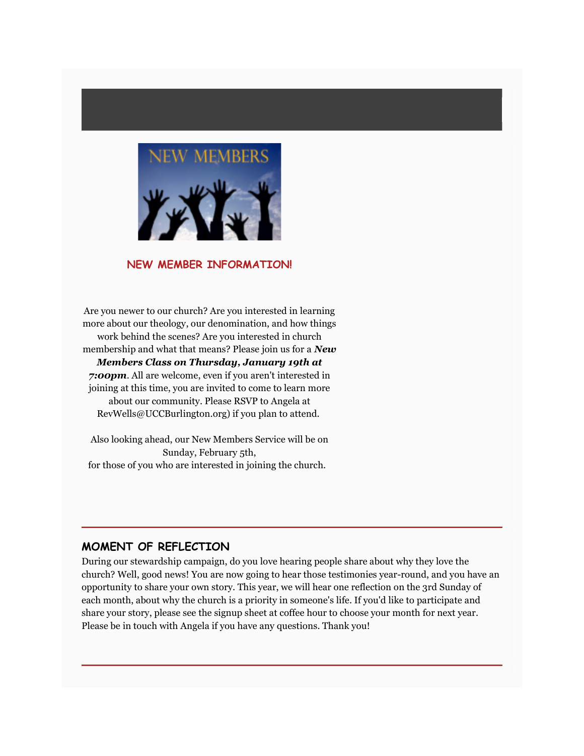## NEW MEMBER INFORMATION!

Are you newer to our church? Are you interested in learning more about our theology, our denomination, and how things work behind the scenes? Are you interested in church membership and what that means? Please join us for a ***New Members Class on Thursday, January 19th at 7:00pm***. All are welcome, even if you aren't interested in joining at this time, you are invited to come to learn more about our community. Please RSVP to Angela at RevWells@UCCBurlington.org) if you plan to attend.

Also looking ahead, our New Members Service will be on Sunday, February 5th, for those of you who are interested in joining the church.

---

## MOMENT OF REFLECTION

During our stewardship campaign, do you love hearing people share about why they love the church? Well, good news! You are now going to hear those testimonies year-round, and you have an opportunity to share your own story. This year, we will hear one reflection on the 3rd Sunday of each month, about why the church is a priority in someone's life. If you'd like to participate and share your story, please see the signup sheet at coffee hour to choose your month for next year. Please be in touch with Angela if you have any questions. Thank you!

---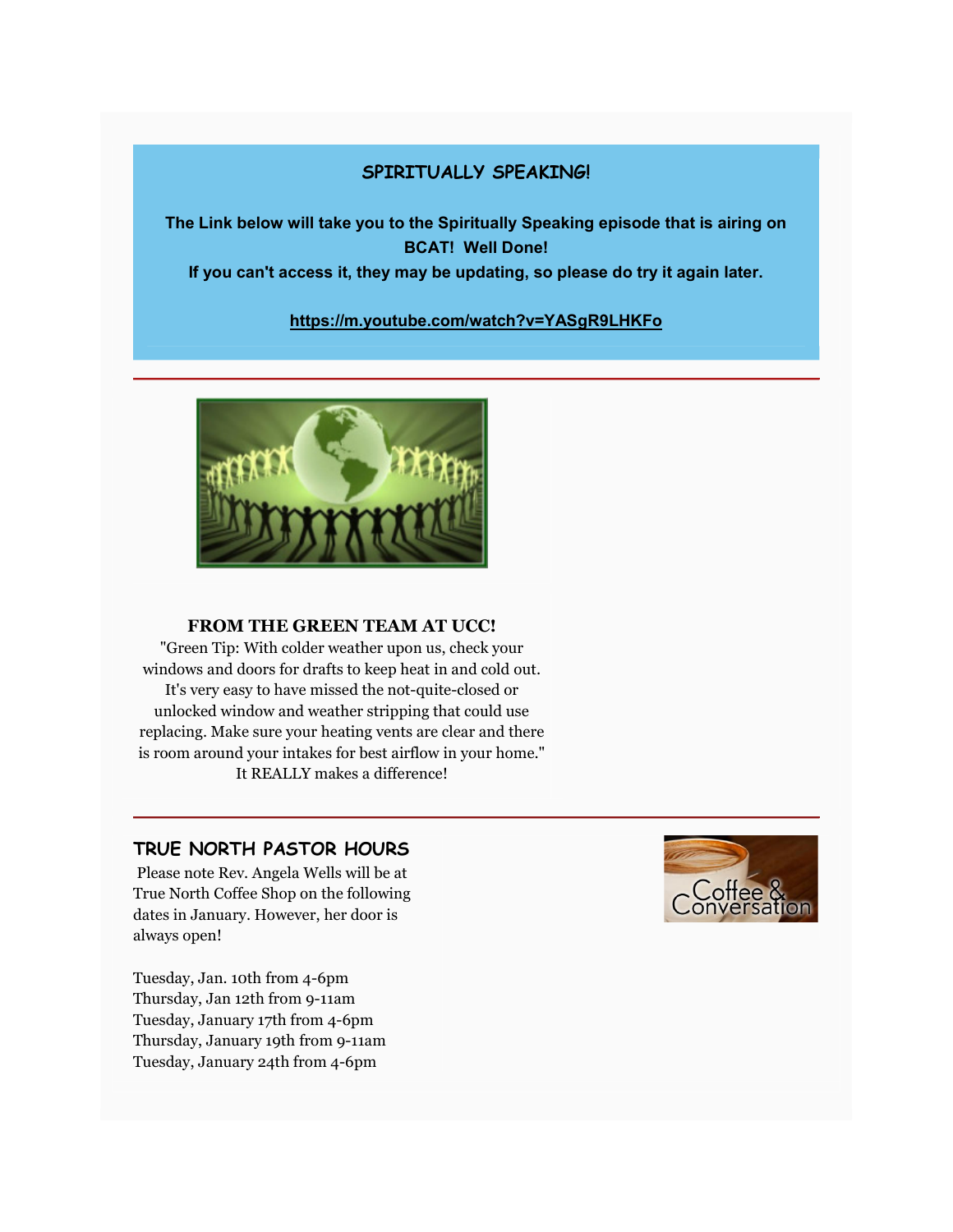## SPIRITUALLY SPEAKING!

**The Link below will take you to the Spiritually Speaking episode that is airing on BCAT! Well Done!**
**If you can't access it, they may be updating, so please do try it again later.**

**https://m.youtube.com/watch?v=YASgR9LHKFo**

---

### FROM THE GREEN TEAM AT UCC!

"Green Tip: With colder weather upon us, check your windows and doors for drafts to keep heat in and cold out. It's very easy to have missed the not-quite-closed or unlocked window and weather stripping that could use replacing. Make sure your heating vents are clear and there is room around your intakes for best airflow in your home." It REALLY makes a difference!

---

## TRUE NORTH PASTOR HOURS

Please note Rev. Angela Wells will be at True North Coffee Shop on the following dates in January. However, her door is always open!

Tuesday, Jan. 10th from 4-6pm
Thursday, Jan 12th from 9-11am
Tuesday, January 17th from 4-6pm
Thursday, January 19th from 9-11am
Tuesday, January 24th from 4-6pm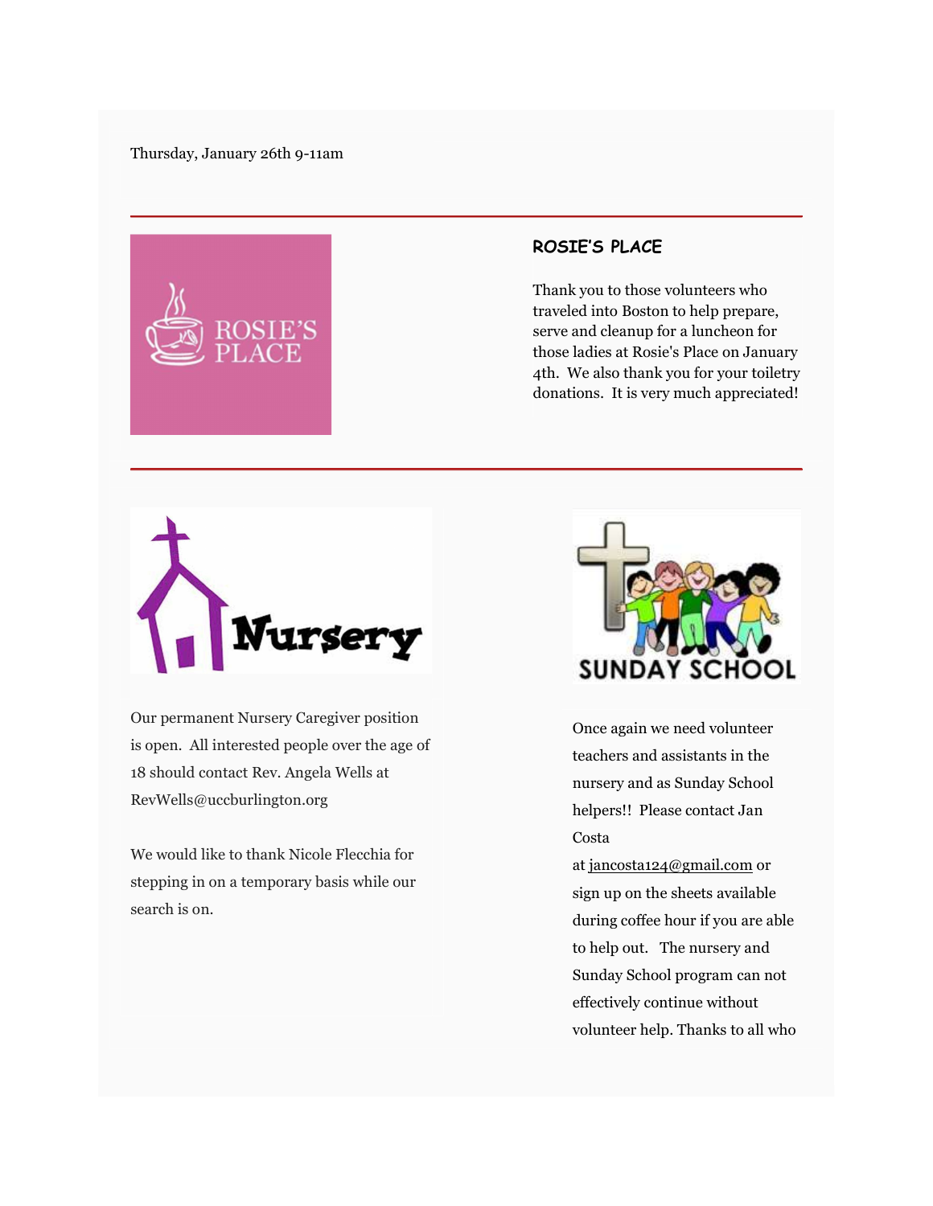Thursday, January 26th 9-11am

---

## ROSIE'S PLACE

Thank you to those volunteers who traveled into Boston to help prepare, serve and cleanup for a luncheon for those ladies at Rosie's Place on January 4th. We also thank you for your toiletry donations. It is very much appreciated!

---

Our permanent Nursery Caregiver position is open. All interested people over the age of 18 should contact Rev. Angela Wells at RevWells@uccburlington.org

We would like to thank Nicole Flecchia for stepping in on a temporary basis while our search is on.

Once again we need volunteer teachers and assistants in the nursery and as Sunday School helpers!! Please contact Jan Costa at jancosta124@gmail.com or sign up on the sheets available during coffee hour if you are able to help out. The nursery and Sunday School program can not effectively continue without volunteer help. Thanks to all who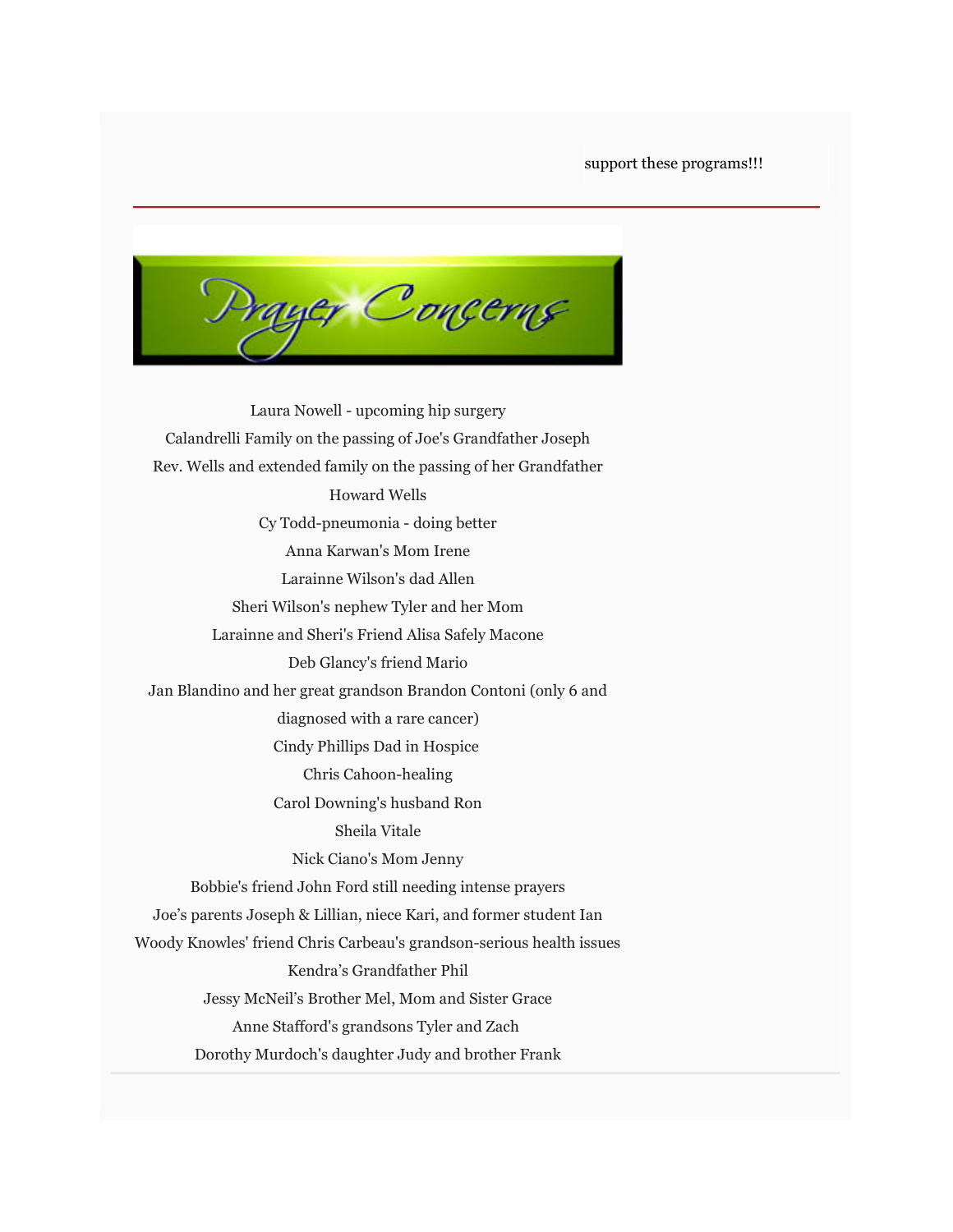support these programs!!!

---

# Prayer Concerns

Laura Nowell - upcoming hip surgery

Calandrelli Family on the passing of Joe's Grandfather Joseph

Rev. Wells and extended family on the passing of her Grandfather Howard Wells

Cy Todd-pneumonia - doing better

Anna Karwan's Mom Irene

Larainne Wilson's dad Allen

Sheri Wilson's nephew Tyler and her Mom

Larainne and Sheri's Friend Alisa Safely Macone

Deb Glancy's friend Mario

Jan Blandino and her great grandson Brandon Contoni (only 6 and diagnosed with a rare cancer)

Cindy Phillips Dad in Hospice

Chris Cahoon-healing

Carol Downing's husband Ron

Sheila Vitale

Nick Ciano's Mom Jenny

Bobbie's friend John Ford still needing intense prayers

Joe's parents Joseph & Lillian, niece Kari, and former student Ian

Woody Knowles' friend Chris Carbeau's grandson-serious health issues

Kendra's Grandfather Phil

Jessy McNeil's Brother Mel, Mom and Sister Grace

Anne Stafford's grandsons Tyler and Zach

Dorothy Murdoch's daughter Judy and brother Frank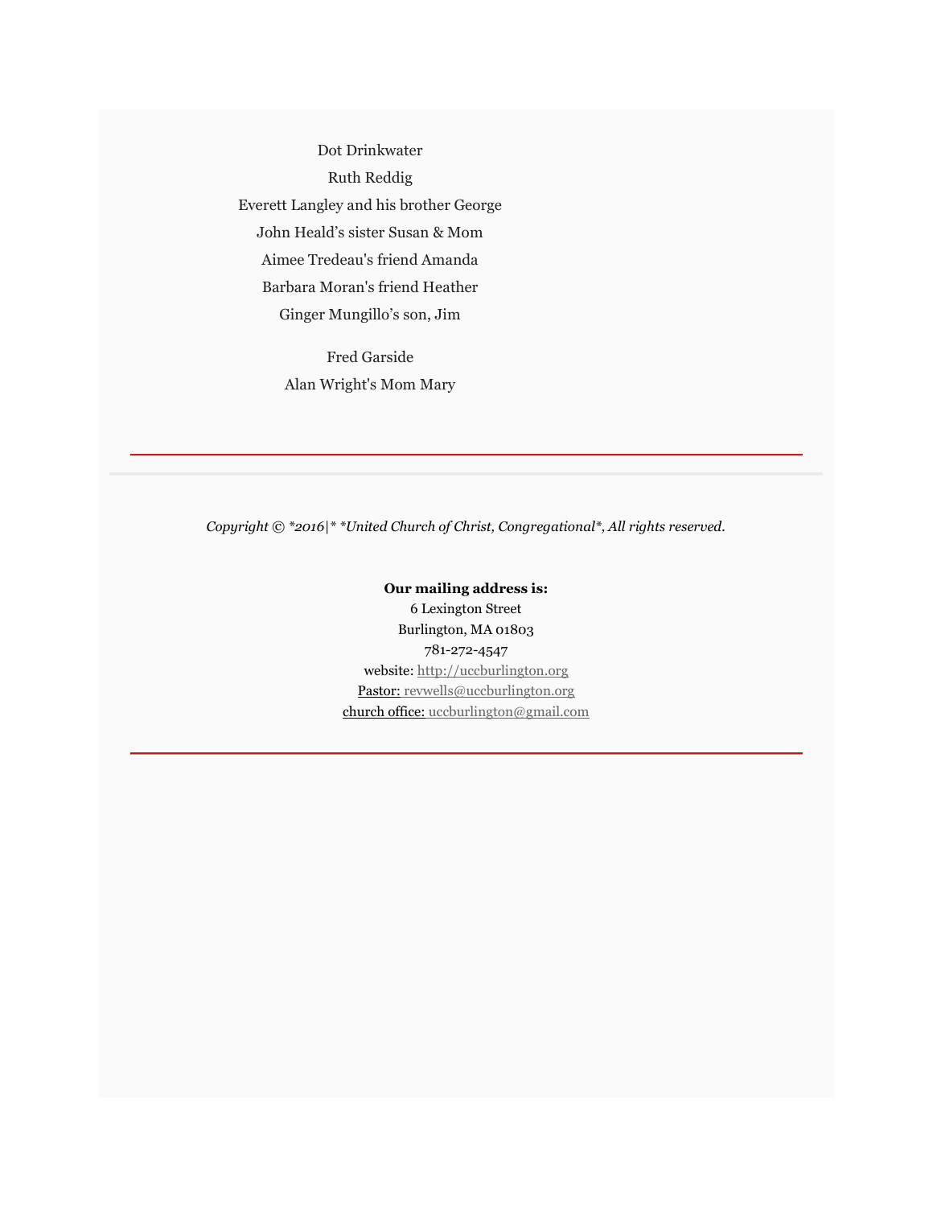Dot Drinkwater

Ruth Reddig

Everett Langley and his brother George

John Heald’s sister Susan & Mom

Aimee Tredeau's friend Amanda

Barbara Moran's friend Heather

Ginger Mungillo’s son, Jim

Fred Garside

Alan Wright's Mom Mary

---

*Copyright © *2016|* *United Church of Christ, Congregational*, All rights reserved.*

**Our mailing address is:**
6 Lexington Street
Burlington, MA 01803
781-272-4547
website: http://uccburlington.org
Pastor: revwells@uccburlington.org
church office: uccburlington@gmail.com

---